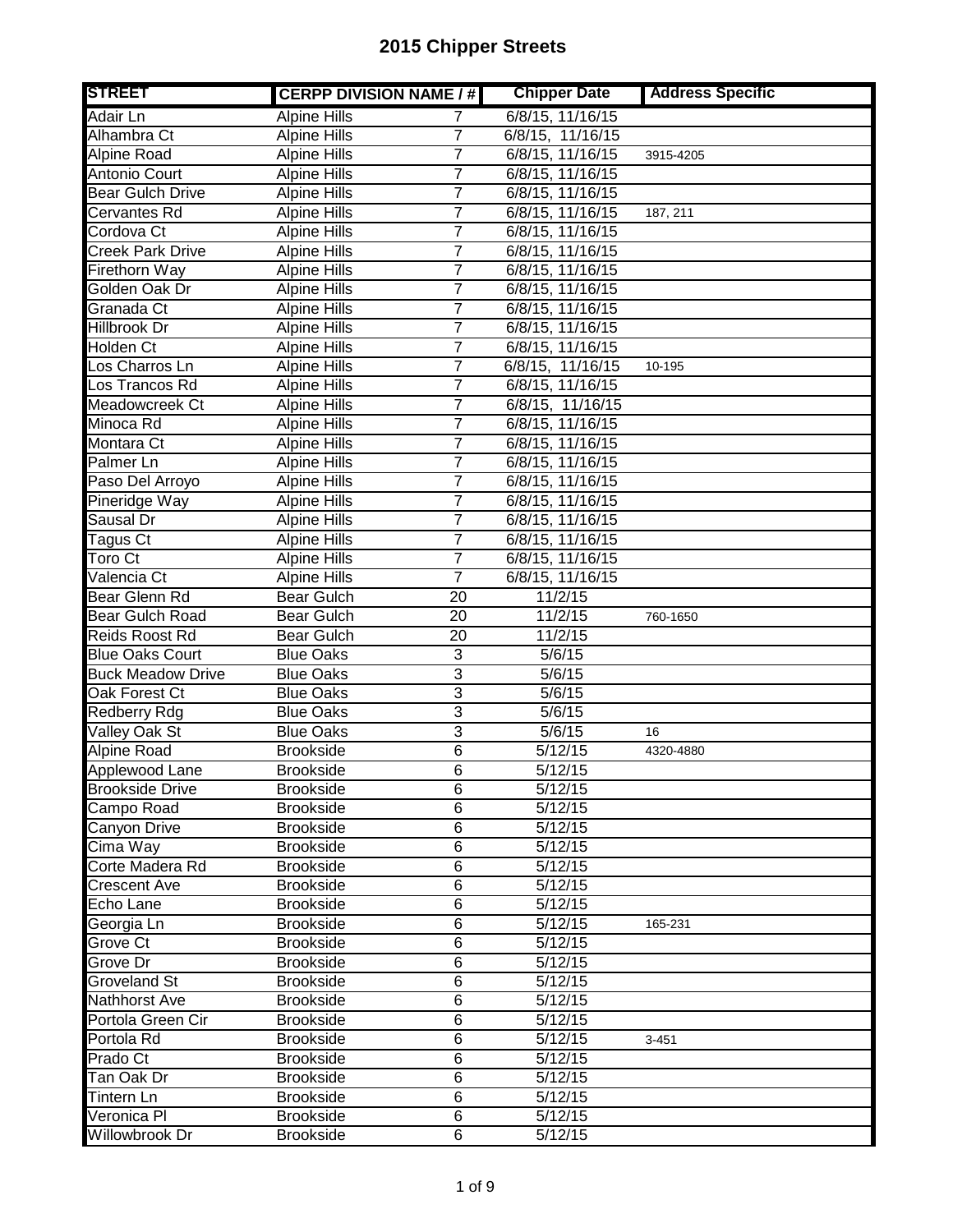# 2015 Chipper Streets

| STREET | CERPP DIVISION NAME / # | | Chipper Date | Address Specific |
|---|---|---|---|---|
| Adair Ln | Alpine Hills | 7 | 6/8/15, 11/16/15 | |
| Alhambra Ct | Alpine Hills | 7 | 6/8/15, 11/16/15 | |
| Alpine Road | Alpine Hills | 7 | 6/8/15, 11/16/15 | 3915-4205 |
| Antonio Court | Alpine Hills | 7 | 6/8/15, 11/16/15 | |
| Bear Gulch Drive | Alpine Hills | 7 | 6/8/15, 11/16/15 | |
| Cervantes Rd | Alpine Hills | 7 | 6/8/15, 11/16/15 | 187, 211 |
| Cordova Ct | Alpine Hills | 7 | 6/8/15, 11/16/15 | |
| Creek Park Drive | Alpine Hills | 7 | 6/8/15, 11/16/15 | |
| Firethorn Way | Alpine Hills | 7 | 6/8/15, 11/16/15 | |
| Golden Oak Dr | Alpine Hills | 7 | 6/8/15, 11/16/15 | |
| Granada Ct | Alpine Hills | 7 | 6/8/15, 11/16/15 | |
| Hillbrook Dr | Alpine Hills | 7 | 6/8/15, 11/16/15 | |
| Holden Ct | Alpine Hills | 7 | 6/8/15, 11/16/15 | |
| Los Charros Ln | Alpine Hills | 7 | 6/8/15, 11/16/15 | 10-195 |
| Los Trancos Rd | Alpine Hills | 7 | 6/8/15, 11/16/15 | |
| Meadowcreek Ct | Alpine Hills | 7 | 6/8/15, 11/16/15 | |
| Minoca Rd | Alpine Hills | 7 | 6/8/15, 11/16/15 | |
| Montara Ct | Alpine Hills | 7 | 6/8/15, 11/16/15 | |
| Palmer Ln | Alpine Hills | 7 | 6/8/15, 11/16/15 | |
| Paso Del Arroyo | Alpine Hills | 7 | 6/8/15, 11/16/15 | |
| Pineridge Way | Alpine Hills | 7 | 6/8/15, 11/16/15 | |
| Sausal Dr | Alpine Hills | 7 | 6/8/15, 11/16/15 | |
| Tagus Ct | Alpine Hills | 7 | 6/8/15, 11/16/15 | |
| Toro Ct | Alpine Hills | 7 | 6/8/15, 11/16/15 | |
| Valencia Ct | Alpine Hills | 7 | 6/8/15, 11/16/15 | |
| Bear Glenn Rd | Bear Gulch | 20 | 11/2/15 | |
| Bear Gulch Road | Bear Gulch | 20 | 11/2/15 | 760-1650 |
| Reids Roost Rd | Bear Gulch | 20 | 11/2/15 | |
| Blue Oaks Court | Blue Oaks | 3 | 5/6/15 | |
| Buck Meadow Drive | Blue Oaks | 3 | 5/6/15 | |
| Oak Forest Ct | Blue Oaks | 3 | 5/6/15 | |
| Redberry Rdg | Blue Oaks | 3 | 5/6/15 | |
| Valley Oak St | Blue Oaks | 3 | 5/6/15 | 16 |
| Alpine Road | Brookside | 6 | 5/12/15 | 4320-4880 |
| Applewood Lane | Brookside | 6 | 5/12/15 | |
| Brookside Drive | Brookside | 6 | 5/12/15 | |
| Campo Road | Brookside | 6 | 5/12/15 | |
| Canyon Drive | Brookside | 6 | 5/12/15 | |
| Cima Way | Brookside | 6 | 5/12/15 | |
| Corte Madera Rd | Brookside | 6 | 5/12/15 | |
| Crescent Ave | Brookside | 6 | 5/12/15 | |
| Echo Lane | Brookside | 6 | 5/12/15 | |
| Georgia Ln | Brookside | 6 | 5/12/15 | 165-231 |
| Grove Ct | Brookside | 6 | 5/12/15 | |
| Grove Dr | Brookside | 6 | 5/12/15 | |
| Groveland St | Brookside | 6 | 5/12/15 | |
| Nathhorst Ave | Brookside | 6 | 5/12/15 | |
| Portola Green Cir | Brookside | 6 | 5/12/15 | |
| Portola Rd | Brookside | 6 | 5/12/15 | 3-451 |
| Prado Ct | Brookside | 6 | 5/12/15 | |
| Tan Oak Dr | Brookside | 6 | 5/12/15 | |
| Tintern Ln | Brookside | 6 | 5/12/15 | |
| Veronica Pl | Brookside | 6 | 5/12/15 | |
| Willowbrook Dr | Brookside | 6 | 5/12/15 | |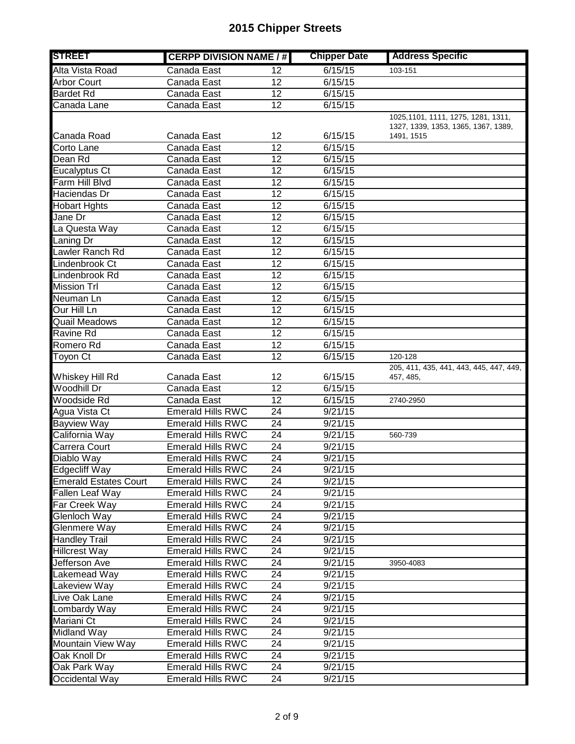# 2015 Chipper Streets

| STREET | CERPP DIVISION NAME / # | | Chipper Date | Address Specific |
|---|---|---|---|---|
| Alta Vista Road | Canada East | 12 | 6/15/15 | 103-151 |
| Arbor Court | Canada East | 12 | 6/15/15 | |
| Bardet Rd | Canada East | 12 | 6/15/15 | |
| Canada Lane | Canada East | 12 | 6/15/15 | |
| Canada Road | Canada East | 12 | 6/15/15 | 1025,1101, 1111, 1275, 1281, 1311, 1327, 1339, 1353, 1365, 1367, 1389, 1491, 1515 |
| Corto Lane | Canada East | 12 | 6/15/15 | |
| Dean Rd | Canada East | 12 | 6/15/15 | |
| Eucalyptus Ct | Canada East | 12 | 6/15/15 | |
| Farm Hill Blvd | Canada East | 12 | 6/15/15 | |
| Haciendas Dr | Canada East | 12 | 6/15/15 | |
| Hobart Hghts | Canada East | 12 | 6/15/15 | |
| Jane Dr | Canada East | 12 | 6/15/15 | |
| La Questa Way | Canada East | 12 | 6/15/15 | |
| Laning Dr | Canada East | 12 | 6/15/15 | |
| Lawler Ranch Rd | Canada East | 12 | 6/15/15 | |
| Lindenbrook Ct | Canada East | 12 | 6/15/15 | |
| Lindenbrook Rd | Canada East | 12 | 6/15/15 | |
| Mission Trl | Canada East | 12 | 6/15/15 | |
| Neuman Ln | Canada East | 12 | 6/15/15 | |
| Our Hill Ln | Canada East | 12 | 6/15/15 | |
| Quail Meadows | Canada East | 12 | 6/15/15 | |
| Ravine Rd | Canada East | 12 | 6/15/15 | |
| Romero Rd | Canada East | 12 | 6/15/15 | |
| Toyon Ct | Canada East | 12 | 6/15/15 | 120-128 |
| Whiskey Hill Rd | Canada East | 12 | 6/15/15 | 205, 411, 435, 441, 443, 445, 447, 449, 457, 485, |
| Woodhill Dr | Canada East | 12 | 6/15/15 | |
| Woodside Rd | Canada East | 12 | 6/15/15 | 2740-2950 |
| Agua Vista Ct | Emerald Hills RWC | 24 | 9/21/15 | |
| Bayview Way | Emerald Hills RWC | 24 | 9/21/15 | |
| California Way | Emerald Hills RWC | 24 | 9/21/15 | 560-739 |
| Carrera Court | Emerald Hills RWC | 24 | 9/21/15 | |
| Diablo Way | Emerald Hills RWC | 24 | 9/21/15 | |
| Edgecliff Way | Emerald Hills RWC | 24 | 9/21/15 | |
| Emerald Estates Court | Emerald Hills RWC | 24 | 9/21/15 | |
| Fallen Leaf Way | Emerald Hills RWC | 24 | 9/21/15 | |
| Far Creek Way | Emerald Hills RWC | 24 | 9/21/15 | |
| Glenloch Way | Emerald Hills RWC | 24 | 9/21/15 | |
| Glenmere Way | Emerald Hills RWC | 24 | 9/21/15 | |
| Handley Trail | Emerald Hills RWC | 24 | 9/21/15 | |
| Hillcrest Way | Emerald Hills RWC | 24 | 9/21/15 | |
| Jefferson Ave | Emerald Hills RWC | 24 | 9/21/15 | 3950-4083 |
| Lakemead Way | Emerald Hills RWC | 24 | 9/21/15 | |
| Lakeview Way | Emerald Hills RWC | 24 | 9/21/15 | |
| Live Oak Lane | Emerald Hills RWC | 24 | 9/21/15 | |
| Lombardy Way | Emerald Hills RWC | 24 | 9/21/15 | |
| Mariani Ct | Emerald Hills RWC | 24 | 9/21/15 | |
| Midland Way | Emerald Hills RWC | 24 | 9/21/15 | |
| Mountain View Way | Emerald Hills RWC | 24 | 9/21/15 | |
| Oak Knoll Dr | Emerald Hills RWC | 24 | 9/21/15 | |
| Oak Park Way | Emerald Hills RWC | 24 | 9/21/15 | |
| Occidental Way | Emerald Hills RWC | 24 | 9/21/15 | |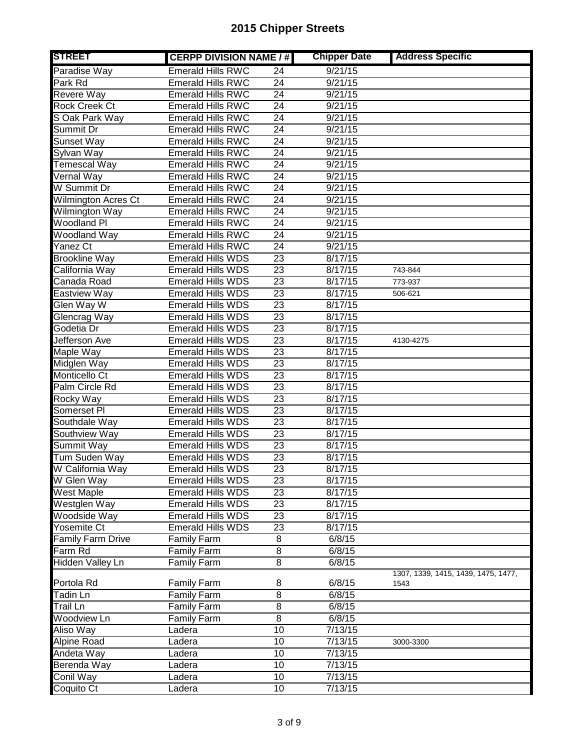# 2015 Chipper Streets

| STREET | CERPP DIVISION NAME / # | | Chipper Date | Address Specific |
|---|---|---|---|---|
| Paradise Way | Emerald Hills RWC | 24 | 9/21/15 | |
| Park Rd | Emerald Hills RWC | 24 | 9/21/15 | |
| Revere Way | Emerald Hills RWC | 24 | 9/21/15 | |
| Rock Creek Ct | Emerald Hills RWC | 24 | 9/21/15 | |
| S Oak Park Way | Emerald Hills RWC | 24 | 9/21/15 | |
| Summit Dr | Emerald Hills RWC | 24 | 9/21/15 | |
| Sunset Way | Emerald Hills RWC | 24 | 9/21/15 | |
| Sylvan Way | Emerald Hills RWC | 24 | 9/21/15 | |
| Temescal Way | Emerald Hills RWC | 24 | 9/21/15 | |
| Vernal Way | Emerald Hills RWC | 24 | 9/21/15 | |
| W Summit Dr | Emerald Hills RWC | 24 | 9/21/15 | |
| Wilmington Acres Ct | Emerald Hills RWC | 24 | 9/21/15 | |
| Wilmington Way | Emerald Hills RWC | 24 | 9/21/15 | |
| Woodland Pl | Emerald Hills RWC | 24 | 9/21/15 | |
| Woodland Way | Emerald Hills RWC | 24 | 9/21/15 | |
| Yanez Ct | Emerald Hills RWC | 24 | 9/21/15 | |
| Brookline Way | Emerald Hills WDS | 23 | 8/17/15 | |
| California Way | Emerald Hills WDS | 23 | 8/17/15 | 743-844 |
| Canada Road | Emerald Hills WDS | 23 | 8/17/15 | 773-937 |
| Eastview Way | Emerald Hills WDS | 23 | 8/17/15 | 506-621 |
| Glen Way W | Emerald Hills WDS | 23 | 8/17/15 | |
| Glencrag Way | Emerald Hills WDS | 23 | 8/17/15 | |
| Godetia Dr | Emerald Hills WDS | 23 | 8/17/15 | |
| Jefferson Ave | Emerald Hills WDS | 23 | 8/17/15 | 4130-4275 |
| Maple Way | Emerald Hills WDS | 23 | 8/17/15 | |
| Midglen Way | Emerald Hills WDS | 23 | 8/17/15 | |
| Monticello Ct | Emerald Hills WDS | 23 | 8/17/15 | |
| Palm Circle Rd | Emerald Hills WDS | 23 | 8/17/15 | |
| Rocky Way | Emerald Hills WDS | 23 | 8/17/15 | |
| Somerset Pl | Emerald Hills WDS | 23 | 8/17/15 | |
| Southdale Way | Emerald Hills WDS | 23 | 8/17/15 | |
| Southview Way | Emerald Hills WDS | 23 | 8/17/15 | |
| Summit Way | Emerald Hills WDS | 23 | 8/17/15 | |
| Tum Suden Way | Emerald Hills WDS | 23 | 8/17/15 | |
| W California Way | Emerald Hills WDS | 23 | 8/17/15 | |
| W Glen Way | Emerald Hills WDS | 23 | 8/17/15 | |
| West Maple | Emerald Hills WDS | 23 | 8/17/15 | |
| Westglen Way | Emerald Hills WDS | 23 | 8/17/15 | |
| Woodside Way | Emerald Hills WDS | 23 | 8/17/15 | |
| Yosemite Ct | Emerald Hills WDS | 23 | 8/17/15 | |
| Family Farm Drive | Family Farm | 8 | 6/8/15 | |
| Farm Rd | Family Farm | 8 | 6/8/15 | |
| Hidden Valley Ln | Family Farm | 8 | 6/8/15 | |
| Portola Rd | Family Farm | 8 | 6/8/15 | 1307, 1339, 1415, 1439, 1475, 1477, 1543 |
| Tadin Ln | Family Farm | 8 | 6/8/15 | |
| Trail Ln | Family Farm | 8 | 6/8/15 | |
| Woodview Ln | Family Farm | 8 | 6/8/15 | |
| Aliso Way | Ladera | 10 | 7/13/15 | |
| Alpine Road | Ladera | 10 | 7/13/15 | 3000-3300 |
| Andeta Way | Ladera | 10 | 7/13/15 | |
| Berenda Way | Ladera | 10 | 7/13/15 | |
| Conil Way | Ladera | 10 | 7/13/15 | |
| Coquito Ct | Ladera | 10 | 7/13/15 | |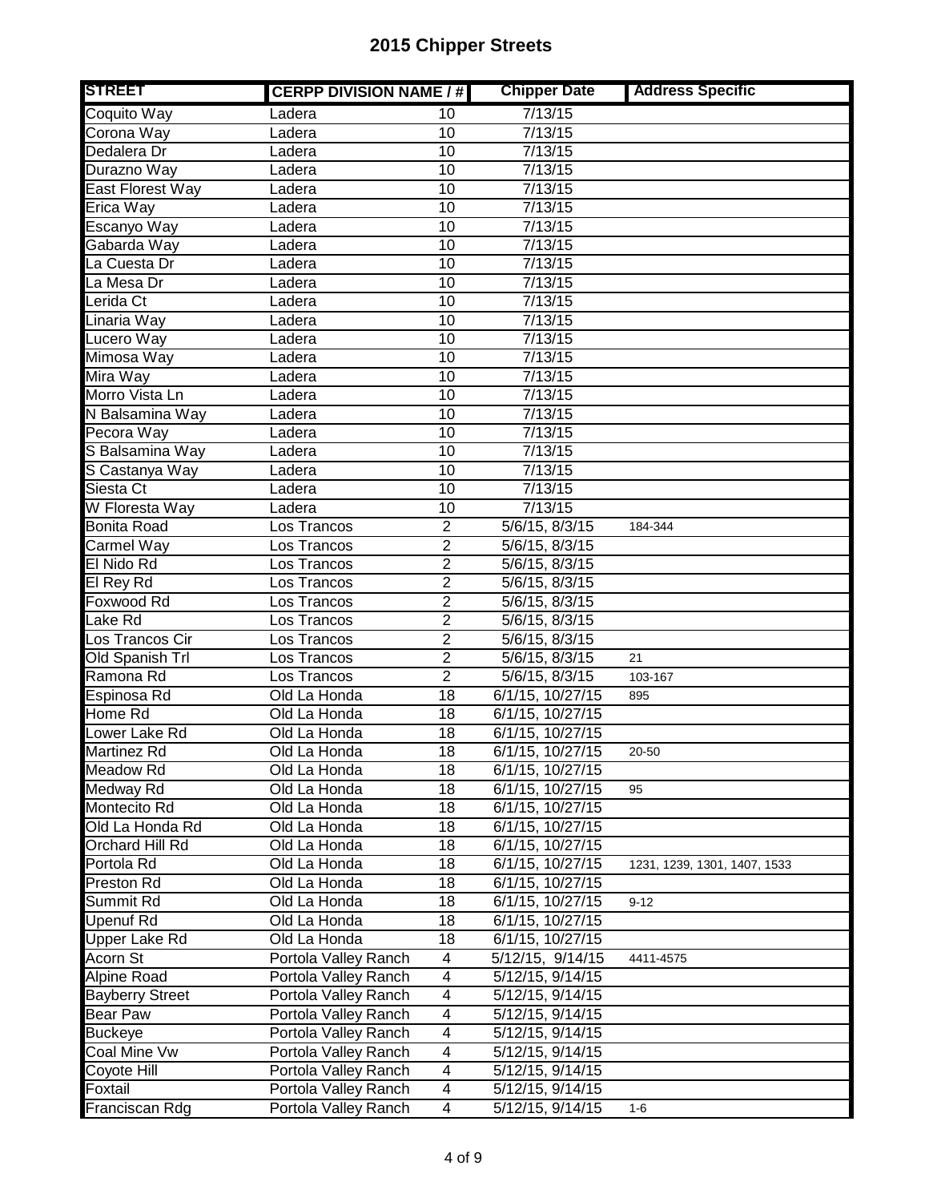# 2015 Chipper Streets

| STREET | CERPP DIVISION NAME / # | | Chipper Date | Address Specific |
|---|---|---|---|---|
| Coquito Way | Ladera | 10 | 7/13/15 | |
| Corona Way | Ladera | 10 | 7/13/15 | |
| Dedalera Dr | Ladera | 10 | 7/13/15 | |
| Durazno Way | Ladera | 10 | 7/13/15 | |
| East Florest Way | Ladera | 10 | 7/13/15 | |
| Erica Way | Ladera | 10 | 7/13/15 | |
| Escanyo Way | Ladera | 10 | 7/13/15 | |
| Gabarda Way | Ladera | 10 | 7/13/15 | |
| La Cuesta Dr | Ladera | 10 | 7/13/15 | |
| La Mesa Dr | Ladera | 10 | 7/13/15 | |
| Lerida Ct | Ladera | 10 | 7/13/15 | |
| Linaria Way | Ladera | 10 | 7/13/15 | |
| Lucero Way | Ladera | 10 | 7/13/15 | |
| Mimosa Way | Ladera | 10 | 7/13/15 | |
| Mira Way | Ladera | 10 | 7/13/15 | |
| Morro Vista Ln | Ladera | 10 | 7/13/15 | |
| N Balsamina Way | Ladera | 10 | 7/13/15 | |
| Pecora Way | Ladera | 10 | 7/13/15 | |
| S Balsamina Way | Ladera | 10 | 7/13/15 | |
| S Castanya Way | Ladera | 10 | 7/13/15 | |
| Siesta Ct | Ladera | 10 | 7/13/15 | |
| W Floresta Way | Ladera | 10 | 7/13/15 | |
| Bonita Road | Los Trancos | 2 | 5/6/15, 8/3/15 | 184-344 |
| Carmel Way | Los Trancos | 2 | 5/6/15, 8/3/15 | |
| El Nido Rd | Los Trancos | 2 | 5/6/15, 8/3/15 | |
| El Rey Rd | Los Trancos | 2 | 5/6/15, 8/3/15 | |
| Foxwood Rd | Los Trancos | 2 | 5/6/15, 8/3/15 | |
| Lake Rd | Los Trancos | 2 | 5/6/15, 8/3/15 | |
| Los Trancos Cir | Los Trancos | 2 | 5/6/15, 8/3/15 | |
| Old Spanish Trl | Los Trancos | 2 | 5/6/15, 8/3/15 | 21 |
| Ramona Rd | Los Trancos | 2 | 5/6/15, 8/3/15 | 103-167 |
| Espinosa Rd | Old La Honda | 18 | 6/1/15, 10/27/15 | 895 |
| Home Rd | Old La Honda | 18 | 6/1/15, 10/27/15 | |
| Lower Lake Rd | Old La Honda | 18 | 6/1/15, 10/27/15 | |
| Martinez Rd | Old La Honda | 18 | 6/1/15, 10/27/15 | 20-50 |
| Meadow Rd | Old La Honda | 18 | 6/1/15, 10/27/15 | |
| Medway Rd | Old La Honda | 18 | 6/1/15, 10/27/15 | 95 |
| Montecito Rd | Old La Honda | 18 | 6/1/15, 10/27/15 | |
| Old La Honda Rd | Old La Honda | 18 | 6/1/15, 10/27/15 | |
| Orchard Hill Rd | Old La Honda | 18 | 6/1/15, 10/27/15 | |
| Portola Rd | Old La Honda | 18 | 6/1/15, 10/27/15 | 1231, 1239, 1301, 1407, 1533 |
| Preston Rd | Old La Honda | 18 | 6/1/15, 10/27/15 | |
| Summit Rd | Old La Honda | 18 | 6/1/15, 10/27/15 | 9-12 |
| Upenuf Rd | Old La Honda | 18 | 6/1/15, 10/27/15 | |
| Upper Lake Rd | Old La Honda | 18 | 6/1/15, 10/27/15 | |
| Acorn St | Portola Valley Ranch | 4 | 5/12/15, 9/14/15 | 4411-4575 |
| Alpine Road | Portola Valley Ranch | 4 | 5/12/15, 9/14/15 | |
| Bayberry Street | Portola Valley Ranch | 4 | 5/12/15, 9/14/15 | |
| Bear Paw | Portola Valley Ranch | 4 | 5/12/15, 9/14/15 | |
| Buckeye | Portola Valley Ranch | 4 | 5/12/15, 9/14/15 | |
| Coal Mine Vw | Portola Valley Ranch | 4 | 5/12/15, 9/14/15 | |
| Coyote Hill | Portola Valley Ranch | 4 | 5/12/15, 9/14/15 | |
| Foxtail | Portola Valley Ranch | 4 | 5/12/15, 9/14/15 | |
| Franciscan Rdg | Portola Valley Ranch | 4 | 5/12/15, 9/14/15 | 1-6 |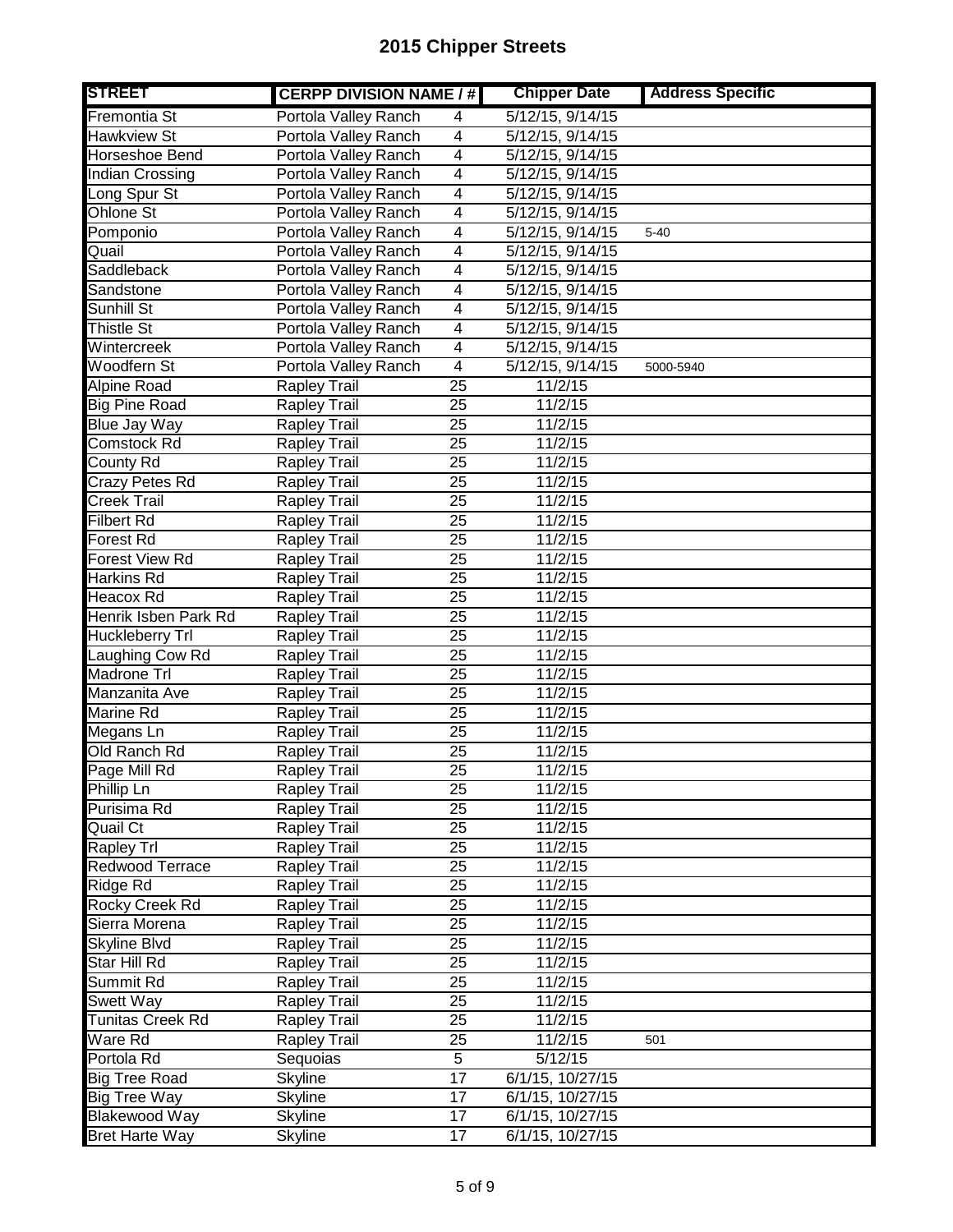# 2015 Chipper Streets

| STREET | CERPP DIVISION NAME / # | | Chipper Date | Address Specific |
|---|---|---|---|---|
| Fremontia St | Portola Valley Ranch | 4 | 5/12/15, 9/14/15 | |
| Hawkview St | Portola Valley Ranch | 4 | 5/12/15, 9/14/15 | |
| Horseshoe Bend | Portola Valley Ranch | 4 | 5/12/15, 9/14/15 | |
| Indian Crossing | Portola Valley Ranch | 4 | 5/12/15, 9/14/15 | |
| Long Spur St | Portola Valley Ranch | 4 | 5/12/15, 9/14/15 | |
| Ohlone St | Portola Valley Ranch | 4 | 5/12/15, 9/14/15 | |
| Pomponio | Portola Valley Ranch | 4 | 5/12/15, 9/14/15 | 5-40 |
| Quail | Portola Valley Ranch | 4 | 5/12/15, 9/14/15 | |
| Saddleback | Portola Valley Ranch | 4 | 5/12/15, 9/14/15 | |
| Sandstone | Portola Valley Ranch | 4 | 5/12/15, 9/14/15 | |
| Sunhill St | Portola Valley Ranch | 4 | 5/12/15, 9/14/15 | |
| Thistle St | Portola Valley Ranch | 4 | 5/12/15, 9/14/15 | |
| Wintercreek | Portola Valley Ranch | 4 | 5/12/15, 9/14/15 | |
| Woodfern St | Portola Valley Ranch | 4 | 5/12/15, 9/14/15 | 5000-5940 |
| Alpine Road | Rapley Trail | 25 | 11/2/15 | |
| Big Pine Road | Rapley Trail | 25 | 11/2/15 | |
| Blue Jay Way | Rapley Trail | 25 | 11/2/15 | |
| Comstock Rd | Rapley Trail | 25 | 11/2/15 | |
| County Rd | Rapley Trail | 25 | 11/2/15 | |
| Crazy Petes Rd | Rapley Trail | 25 | 11/2/15 | |
| Creek Trail | Rapley Trail | 25 | 11/2/15 | |
| Filbert Rd | Rapley Trail | 25 | 11/2/15 | |
| Forest Rd | Rapley Trail | 25 | 11/2/15 | |
| Forest View Rd | Rapley Trail | 25 | 11/2/15 | |
| Harkins Rd | Rapley Trail | 25 | 11/2/15 | |
| Heacox Rd | Rapley Trail | 25 | 11/2/15 | |
| Henrik Isben Park Rd | Rapley Trail | 25 | 11/2/15 | |
| Huckleberry Trl | Rapley Trail | 25 | 11/2/15 | |
| Laughing Cow Rd | Rapley Trail | 25 | 11/2/15 | |
| Madrone Trl | Rapley Trail | 25 | 11/2/15 | |
| Manzanita Ave | Rapley Trail | 25 | 11/2/15 | |
| Marine Rd | Rapley Trail | 25 | 11/2/15 | |
| Megans Ln | Rapley Trail | 25 | 11/2/15 | |
| Old Ranch Rd | Rapley Trail | 25 | 11/2/15 | |
| Page Mill Rd | Rapley Trail | 25 | 11/2/15 | |
| Phillip Ln | Rapley Trail | 25 | 11/2/15 | |
| Purisima Rd | Rapley Trail | 25 | 11/2/15 | |
| Quail Ct | Rapley Trail | 25 | 11/2/15 | |
| Rapley Trl | Rapley Trail | 25 | 11/2/15 | |
| Redwood Terrace | Rapley Trail | 25 | 11/2/15 | |
| Ridge Rd | Rapley Trail | 25 | 11/2/15 | |
| Rocky Creek Rd | Rapley Trail | 25 | 11/2/15 | |
| Sierra Morena | Rapley Trail | 25 | 11/2/15 | |
| Skyline Blvd | Rapley Trail | 25 | 11/2/15 | |
| Star Hill Rd | Rapley Trail | 25 | 11/2/15 | |
| Summit Rd | Rapley Trail | 25 | 11/2/15 | |
| Swett Way | Rapley Trail | 25 | 11/2/15 | |
| Tunitas Creek Rd | Rapley Trail | 25 | 11/2/15 | |
| Ware Rd | Rapley Trail | 25 | 11/2/15 | 501 |
| Portola Rd | Sequoias | 5 | 5/12/15 | |
| Big Tree Road | Skyline | 17 | 6/1/15, 10/27/15 | |
| Big Tree Way | Skyline | 17 | 6/1/15, 10/27/15 | |
| Blakewood Way | Skyline | 17 | 6/1/15, 10/27/15 | |
| Bret Harte Way | Skyline | 17 | 6/1/15, 10/27/15 | |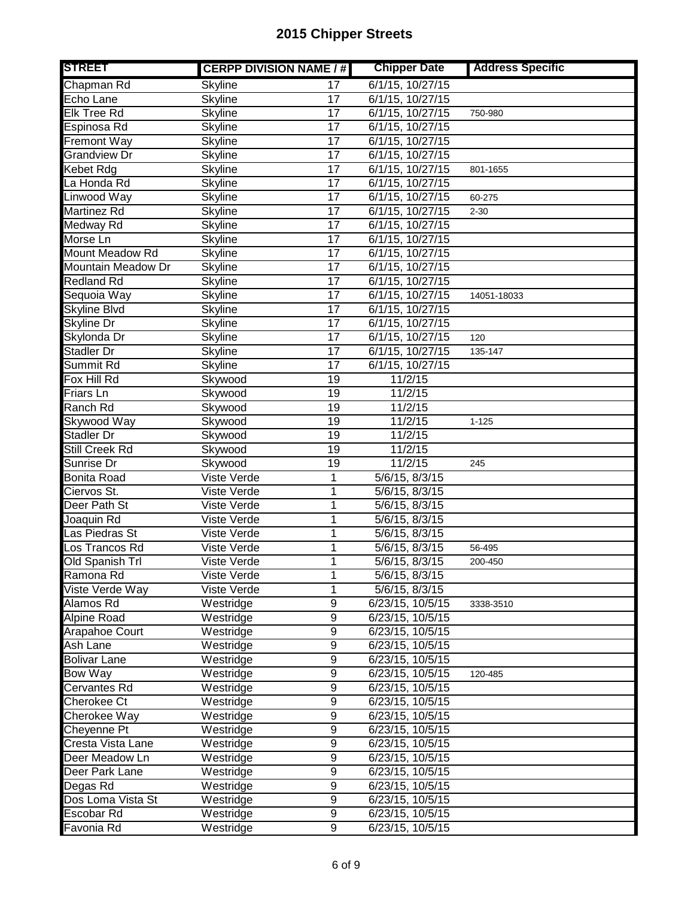# 2015 Chipper Streets

| STREET | CERPP DIVISION NAME / # | | Chipper Date | Address Specific |
|---|---|---|---|---|
| Chapman Rd | Skyline | 17 | 6/1/15, 10/27/15 | |
| Echo Lane | Skyline | 17 | 6/1/15, 10/27/15 | |
| Elk Tree Rd | Skyline | 17 | 6/1/15, 10/27/15 | 750-980 |
| Espinosa Rd | Skyline | 17 | 6/1/15, 10/27/15 | |
| Fremont Way | Skyline | 17 | 6/1/15, 10/27/15 | |
| Grandview Dr | Skyline | 17 | 6/1/15, 10/27/15 | |
| Kebet Rdg | Skyline | 17 | 6/1/15, 10/27/15 | 801-1655 |
| La Honda Rd | Skyline | 17 | 6/1/15, 10/27/15 | |
| Linwood Way | Skyline | 17 | 6/1/15, 10/27/15 | 60-275 |
| Martinez Rd | Skyline | 17 | 6/1/15, 10/27/15 | 2-30 |
| Medway Rd | Skyline | 17 | 6/1/15, 10/27/15 | |
| Morse Ln | Skyline | 17 | 6/1/15, 10/27/15 | |
| Mount Meadow Rd | Skyline | 17 | 6/1/15, 10/27/15 | |
| Mountain Meadow Dr | Skyline | 17 | 6/1/15, 10/27/15 | |
| Redland Rd | Skyline | 17 | 6/1/15, 10/27/15 | |
| Sequoia Way | Skyline | 17 | 6/1/15, 10/27/15 | 14051-18033 |
| Skyline Blvd | Skyline | 17 | 6/1/15, 10/27/15 | |
| Skyline Dr | Skyline | 17 | 6/1/15, 10/27/15 | |
| Skylonda Dr | Skyline | 17 | 6/1/15, 10/27/15 | 120 |
| Stadler Dr | Skyline | 17 | 6/1/15, 10/27/15 | 135-147 |
| Summit Rd | Skyline | 17 | 6/1/15, 10/27/15 | |
| Fox Hill Rd | Skywood | 19 | 11/2/15 | |
| Friars Ln | Skywood | 19 | 11/2/15 | |
| Ranch Rd | Skywood | 19 | 11/2/15 | |
| Skywood Way | Skywood | 19 | 11/2/15 | 1-125 |
| Stadler Dr | Skywood | 19 | 11/2/15 | |
| Still Creek Rd | Skywood | 19 | 11/2/15 | |
| Sunrise Dr | Skywood | 19 | 11/2/15 | 245 |
| Bonita Road | Viste Verde | 1 | 5/6/15, 8/3/15 | |
| Ciervos St. | Viste Verde | 1 | 5/6/15, 8/3/15 | |
| Deer Path St | Viste Verde | 1 | 5/6/15, 8/3/15 | |
| Joaquin Rd | Viste Verde | 1 | 5/6/15, 8/3/15 | |
| Las Piedras St | Viste Verde | 1 | 5/6/15, 8/3/15 | |
| Los Trancos Rd | Viste Verde | 1 | 5/6/15, 8/3/15 | 56-495 |
| Old Spanish Trl | Viste Verde | 1 | 5/6/15, 8/3/15 | 200-450 |
| Ramona Rd | Viste Verde | 1 | 5/6/15, 8/3/15 | |
| Viste Verde Way | Viste Verde | 1 | 5/6/15, 8/3/15 | |
| Alamos Rd | Westridge | 9 | 6/23/15, 10/5/15 | 3338-3510 |
| Alpine Road | Westridge | 9 | 6/23/15, 10/5/15 | |
| Arapahoe Court | Westridge | 9 | 6/23/15, 10/5/15 | |
| Ash Lane | Westridge | 9 | 6/23/15, 10/5/15 | |
| Bolivar Lane | Westridge | 9 | 6/23/15, 10/5/15 | |
| Bow Way | Westridge | 9 | 6/23/15, 10/5/15 | 120-485 |
| Cervantes Rd | Westridge | 9 | 6/23/15, 10/5/15 | |
| Cherokee Ct | Westridge | 9 | 6/23/15, 10/5/15 | |
| Cherokee Way | Westridge | 9 | 6/23/15, 10/5/15 | |
| Cheyenne Pt | Westridge | 9 | 6/23/15, 10/5/15 | |
| Cresta Vista Lane | Westridge | 9 | 6/23/15, 10/5/15 | |
| Deer Meadow Ln | Westridge | 9 | 6/23/15, 10/5/15 | |
| Deer Park Lane | Westridge | 9 | 6/23/15, 10/5/15 | |
| Degas Rd | Westridge | 9 | 6/23/15, 10/5/15 | |
| Dos Loma Vista St | Westridge | 9 | 6/23/15, 10/5/15 | |
| Escobar Rd | Westridge | 9 | 6/23/15, 10/5/15 | |
| Favonia Rd | Westridge | 9 | 6/23/15, 10/5/15 | |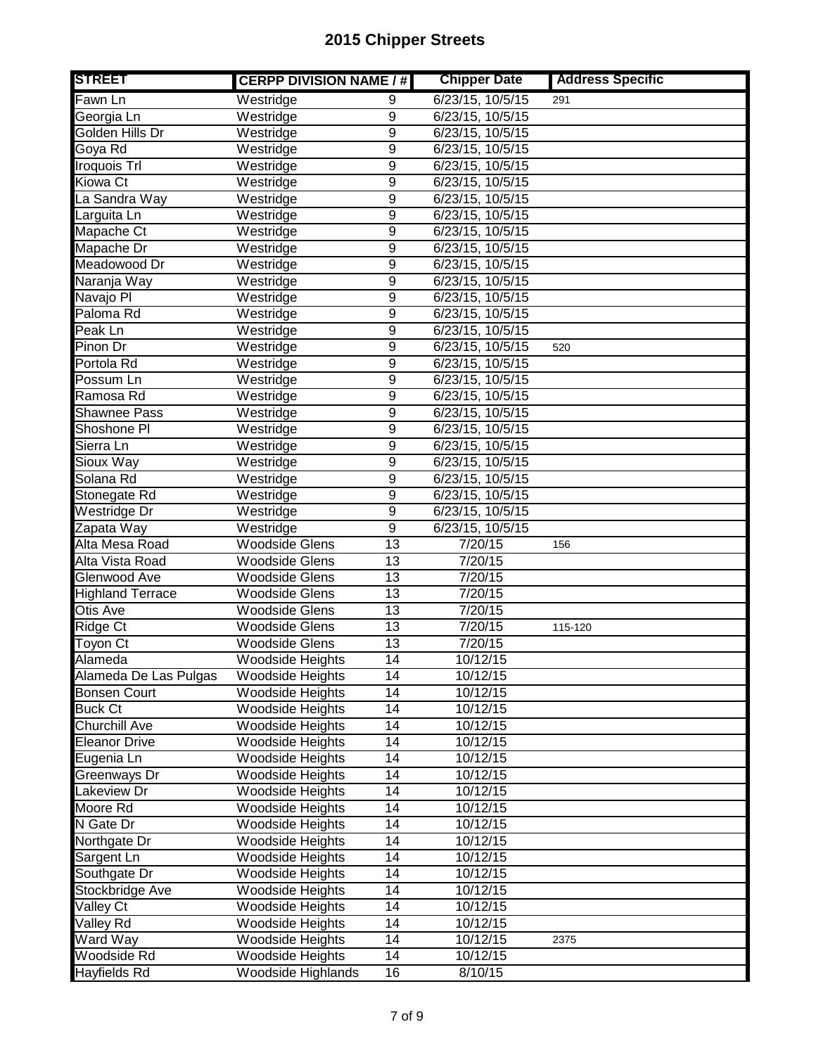# 2015 Chipper Streets

| STREET | CERPP DIVISION NAME / # | | Chipper Date | Address Specific |
|---|---|---|---|---|
| Fawn Ln | Westridge | 9 | 6/23/15, 10/5/15 | 291 |
| Georgia Ln | Westridge | 9 | 6/23/15, 10/5/15 | |
| Golden Hills Dr | Westridge | 9 | 6/23/15, 10/5/15 | |
| Goya Rd | Westridge | 9 | 6/23/15, 10/5/15 | |
| Iroquois Trl | Westridge | 9 | 6/23/15, 10/5/15 | |
| Kiowa Ct | Westridge | 9 | 6/23/15, 10/5/15 | |
| La Sandra Way | Westridge | 9 | 6/23/15, 10/5/15 | |
| Larguita Ln | Westridge | 9 | 6/23/15, 10/5/15 | |
| Mapache Ct | Westridge | 9 | 6/23/15, 10/5/15 | |
| Mapache Dr | Westridge | 9 | 6/23/15, 10/5/15 | |
| Meadowood Dr | Westridge | 9 | 6/23/15, 10/5/15 | |
| Naranja Way | Westridge | 9 | 6/23/15, 10/5/15 | |
| Navajo Pl | Westridge | 9 | 6/23/15, 10/5/15 | |
| Paloma Rd | Westridge | 9 | 6/23/15, 10/5/15 | |
| Peak Ln | Westridge | 9 | 6/23/15, 10/5/15 | |
| Pinon Dr | Westridge | 9 | 6/23/15, 10/5/15 | 520 |
| Portola Rd | Westridge | 9 | 6/23/15, 10/5/15 | |
| Possum Ln | Westridge | 9 | 6/23/15, 10/5/15 | |
| Ramosa Rd | Westridge | 9 | 6/23/15, 10/5/15 | |
| Shawnee Pass | Westridge | 9 | 6/23/15, 10/5/15 | |
| Shoshone Pl | Westridge | 9 | 6/23/15, 10/5/15 | |
| Sierra Ln | Westridge | 9 | 6/23/15, 10/5/15 | |
| Sioux Way | Westridge | 9 | 6/23/15, 10/5/15 | |
| Solana Rd | Westridge | 9 | 6/23/15, 10/5/15 | |
| Stonegate Rd | Westridge | 9 | 6/23/15, 10/5/15 | |
| Westridge Dr | Westridge | 9 | 6/23/15, 10/5/15 | |
| Zapata Way | Westridge | 9 | 6/23/15, 10/5/15 | |
| Alta Mesa Road | Woodside Glens | 13 | 7/20/15 | 156 |
| Alta Vista Road | Woodside Glens | 13 | 7/20/15 | |
| Glenwood Ave | Woodside Glens | 13 | 7/20/15 | |
| Highland Terrace | Woodside Glens | 13 | 7/20/15 | |
| Otis Ave | Woodside Glens | 13 | 7/20/15 | |
| Ridge Ct | Woodside Glens | 13 | 7/20/15 | 115-120 |
| Toyon Ct | Woodside Glens | 13 | 7/20/15 | |
| Alameda | Woodside Heights | 14 | 10/12/15 | |
| Alameda De Las Pulgas | Woodside Heights | 14 | 10/12/15 | |
| Bonsen Court | Woodside Heights | 14 | 10/12/15 | |
| Buck Ct | Woodside Heights | 14 | 10/12/15 | |
| Churchill Ave | Woodside Heights | 14 | 10/12/15 | |
| Eleanor Drive | Woodside Heights | 14 | 10/12/15 | |
| Eugenia Ln | Woodside Heights | 14 | 10/12/15 | |
| Greenways Dr | Woodside Heights | 14 | 10/12/15 | |
| Lakeview Dr | Woodside Heights | 14 | 10/12/15 | |
| Moore Rd | Woodside Heights | 14 | 10/12/15 | |
| N Gate Dr | Woodside Heights | 14 | 10/12/15 | |
| Northgate Dr | Woodside Heights | 14 | 10/12/15 | |
| Sargent Ln | Woodside Heights | 14 | 10/12/15 | |
| Southgate Dr | Woodside Heights | 14 | 10/12/15 | |
| Stockbridge Ave | Woodside Heights | 14 | 10/12/15 | |
| Valley Ct | Woodside Heights | 14 | 10/12/15 | |
| Valley Rd | Woodside Heights | 14 | 10/12/15 | |
| Ward Way | Woodside Heights | 14 | 10/12/15 | 2375 |
| Woodside Rd | Woodside Heights | 14 | 10/12/15 | |
| Hayfields Rd | Woodside Highlands | 16 | 8/10/15 | |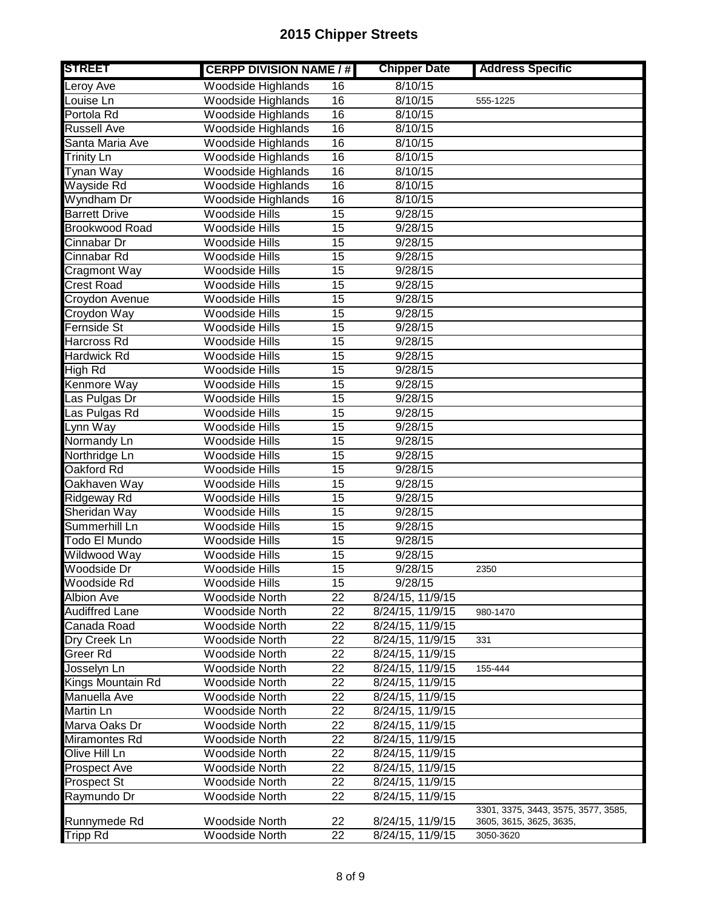# 2015 Chipper Streets

| STREET | CERPP DIVISION NAME / # | | Chipper Date | Address Specific |
|---|---|---|---|---|
| Leroy Ave | Woodside Highlands | 16 | 8/10/15 | |
| Louise Ln | Woodside Highlands | 16 | 8/10/15 | 555-1225 |
| Portola Rd | Woodside Highlands | 16 | 8/10/15 | |
| Russell Ave | Woodside Highlands | 16 | 8/10/15 | |
| Santa Maria Ave | Woodside Highlands | 16 | 8/10/15 | |
| Trinity Ln | Woodside Highlands | 16 | 8/10/15 | |
| Tynan Way | Woodside Highlands | 16 | 8/10/15 | |
| Wayside Rd | Woodside Highlands | 16 | 8/10/15 | |
| Wyndham Dr | Woodside Highlands | 16 | 8/10/15 | |
| Barrett Drive | Woodside Hills | 15 | 9/28/15 | |
| Brookwood Road | Woodside Hills | 15 | 9/28/15 | |
| Cinnabar Dr | Woodside Hills | 15 | 9/28/15 | |
| Cinnabar Rd | Woodside Hills | 15 | 9/28/15 | |
| Cragmont Way | Woodside Hills | 15 | 9/28/15 | |
| Crest Road | Woodside Hills | 15 | 9/28/15 | |
| Croydon Avenue | Woodside Hills | 15 | 9/28/15 | |
| Croydon Way | Woodside Hills | 15 | 9/28/15 | |
| Fernside St | Woodside Hills | 15 | 9/28/15 | |
| Harcross Rd | Woodside Hills | 15 | 9/28/15 | |
| Hardwick Rd | Woodside Hills | 15 | 9/28/15 | |
| High Rd | Woodside Hills | 15 | 9/28/15 | |
| Kenmore Way | Woodside Hills | 15 | 9/28/15 | |
| Las Pulgas Dr | Woodside Hills | 15 | 9/28/15 | |
| Las Pulgas Rd | Woodside Hills | 15 | 9/28/15 | |
| Lynn Way | Woodside Hills | 15 | 9/28/15 | |
| Normandy Ln | Woodside Hills | 15 | 9/28/15 | |
| Northridge Ln | Woodside Hills | 15 | 9/28/15 | |
| Oakford Rd | Woodside Hills | 15 | 9/28/15 | |
| Oakhaven Way | Woodside Hills | 15 | 9/28/15 | |
| Ridgeway Rd | Woodside Hills | 15 | 9/28/15 | |
| Sheridan Way | Woodside Hills | 15 | 9/28/15 | |
| Summerhill Ln | Woodside Hills | 15 | 9/28/15 | |
| Todo El Mundo | Woodside Hills | 15 | 9/28/15 | |
| Wildwood Way | Woodside Hills | 15 | 9/28/15 | |
| Woodside Dr | Woodside Hills | 15 | 9/28/15 | 2350 |
| Woodside Rd | Woodside Hills | 15 | 9/28/15 | |
| Albion Ave | Woodside North | 22 | 8/24/15, 11/9/15 | |
| Audiffred Lane | Woodside North | 22 | 8/24/15, 11/9/15 | 980-1470 |
| Canada Road | Woodside North | 22 | 8/24/15, 11/9/15 | |
| Dry Creek Ln | Woodside North | 22 | 8/24/15, 11/9/15 | 331 |
| Greer Rd | Woodside North | 22 | 8/24/15, 11/9/15 | |
| Josselyn Ln | Woodside North | 22 | 8/24/15, 11/9/15 | 155-444 |
| Kings Mountain Rd | Woodside North | 22 | 8/24/15, 11/9/15 | |
| Manuella Ave | Woodside North | 22 | 8/24/15, 11/9/15 | |
| Martin Ln | Woodside North | 22 | 8/24/15, 11/9/15 | |
| Marva Oaks Dr | Woodside North | 22 | 8/24/15, 11/9/15 | |
| Miramontes Rd | Woodside North | 22 | 8/24/15, 11/9/15 | |
| Olive Hill Ln | Woodside North | 22 | 8/24/15, 11/9/15 | |
| Prospect Ave | Woodside North | 22 | 8/24/15, 11/9/15 | |
| Prospect St | Woodside North | 22 | 8/24/15, 11/9/15 | |
| Raymundo Dr | Woodside North | 22 | 8/24/15, 11/9/15 | |
| Runnymede Rd | Woodside North | 22 | 8/24/15, 11/9/15 | 3301, 3375, 3443, 3575, 3577, 3585, 3605, 3615, 3625, 3635, |
| Tripp Rd | Woodside North | 22 | 8/24/15, 11/9/15 | 3050-3620 |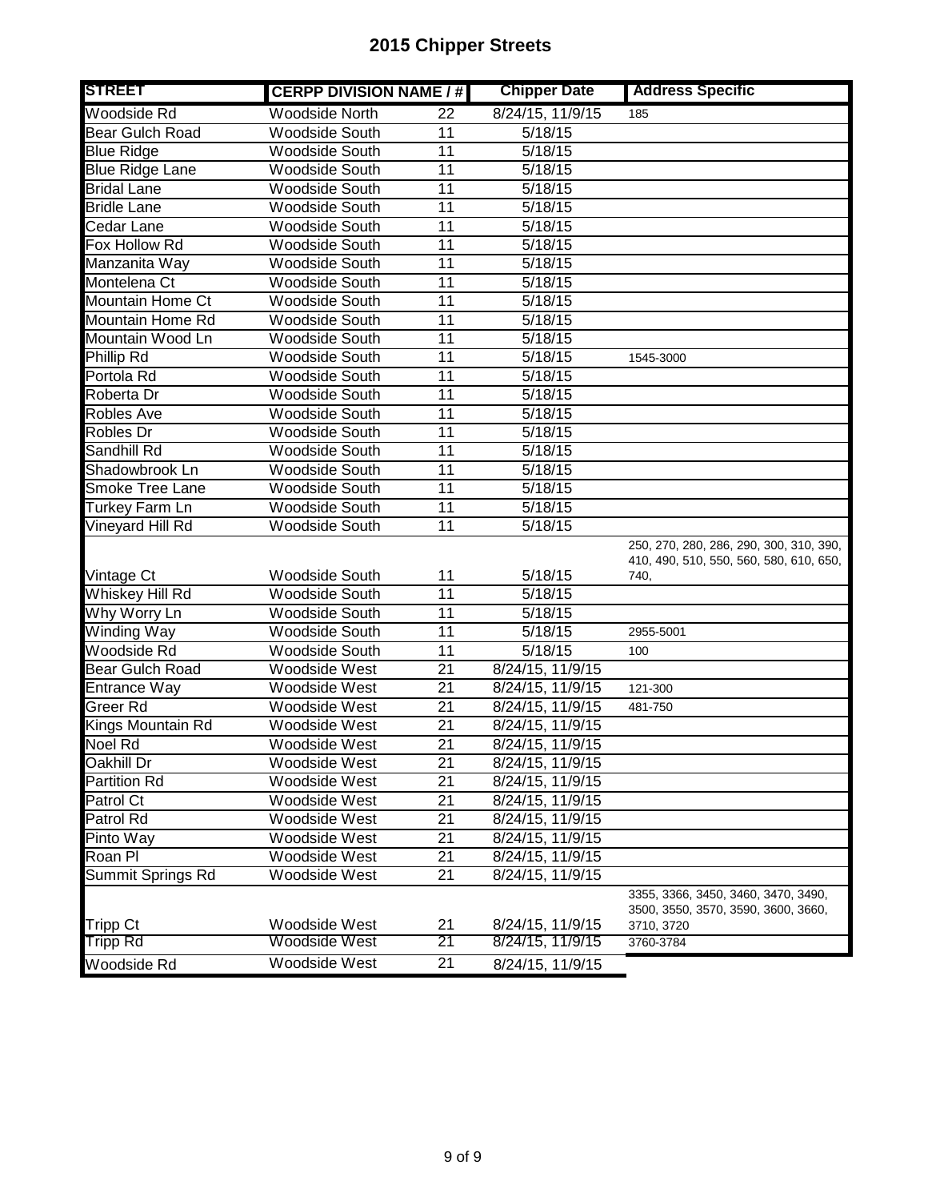# 2015 Chipper Streets

| STREET | CERPP DIVISION NAME / # | | Chipper Date | Address Specific |
|---|---|---|---|---|
| Woodside Rd | Woodside North | 22 | 8/24/15, 11/9/15 | 185 |
| Bear Gulch Road | Woodside South | 11 | 5/18/15 | |
| Blue Ridge | Woodside South | 11 | 5/18/15 | |
| Blue Ridge Lane | Woodside South | 11 | 5/18/15 | |
| Bridal Lane | Woodside South | 11 | 5/18/15 | |
| Bridle Lane | Woodside South | 11 | 5/18/15 | |
| Cedar Lane | Woodside South | 11 | 5/18/15 | |
| Fox Hollow Rd | Woodside South | 11 | 5/18/15 | |
| Manzanita Way | Woodside South | 11 | 5/18/15 | |
| Montelena Ct | Woodside South | 11 | 5/18/15 | |
| Mountain Home Ct | Woodside South | 11 | 5/18/15 | |
| Mountain Home Rd | Woodside South | 11 | 5/18/15 | |
| Mountain Wood Ln | Woodside South | 11 | 5/18/15 | |
| Phillip Rd | Woodside South | 11 | 5/18/15 | 1545-3000 |
| Portola Rd | Woodside South | 11 | 5/18/15 | |
| Roberta Dr | Woodside South | 11 | 5/18/15 | |
| Robles Ave | Woodside South | 11 | 5/18/15 | |
| Robles Dr | Woodside South | 11 | 5/18/15 | |
| Sandhill Rd | Woodside South | 11 | 5/18/15 | |
| Shadowbrook Ln | Woodside South | 11 | 5/18/15 | |
| Smoke Tree Lane | Woodside South | 11 | 5/18/15 | |
| Turkey Farm Ln | Woodside South | 11 | 5/18/15 | |
| Vineyard Hill Rd | Woodside South | 11 | 5/18/15 | |
| Vintage Ct | Woodside South | 11 | 5/18/15 | 250, 270, 280, 286, 290, 300, 310, 390, 410, 490, 510, 550, 560, 580, 610, 650, 740, |
| Whiskey Hill Rd | Woodside South | 11 | 5/18/15 | |
| Why Worry Ln | Woodside South | 11 | 5/18/15 | |
| Winding Way | Woodside South | 11 | 5/18/15 | 2955-5001 |
| Woodside Rd | Woodside South | 11 | 5/18/15 | 100 |
| Bear Gulch Road | Woodside West | 21 | 8/24/15, 11/9/15 | |
| Entrance Way | Woodside West | 21 | 8/24/15, 11/9/15 | 121-300 |
| Greer Rd | Woodside West | 21 | 8/24/15, 11/9/15 | 481-750 |
| Kings Mountain Rd | Woodside West | 21 | 8/24/15, 11/9/15 | |
| Noel Rd | Woodside West | 21 | 8/24/15, 11/9/15 | |
| Oakhill Dr | Woodside West | 21 | 8/24/15, 11/9/15 | |
| Partition Rd | Woodside West | 21 | 8/24/15, 11/9/15 | |
| Patrol Ct | Woodside West | 21 | 8/24/15, 11/9/15 | |
| Patrol Rd | Woodside West | 21 | 8/24/15, 11/9/15 | |
| Pinto Way | Woodside West | 21 | 8/24/15, 11/9/15 | |
| Roan Pl | Woodside West | 21 | 8/24/15, 11/9/15 | |
| Summit Springs Rd | Woodside West | 21 | 8/24/15, 11/9/15 | |
| Tripp Ct | Woodside West | 21 | 8/24/15, 11/9/15 | 3355, 3366, 3450, 3460, 3470, 3490, 3500, 3550, 3570, 3590, 3600, 3660, 3710, 3720 |
| Tripp Rd | Woodside West | 21 | 8/24/15, 11/9/15 | 3760-3784 |
| Woodside Rd | Woodside West | 21 | 8/24/15, 11/9/15 | |